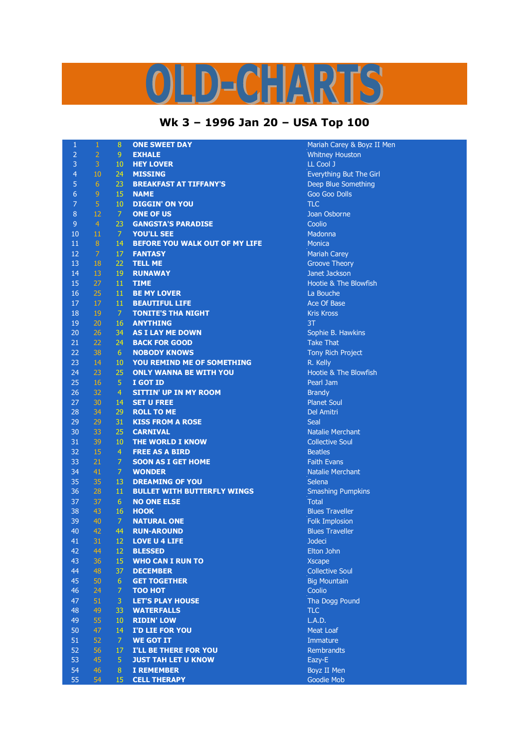# OLD-CHARTS

## Wk 3 – 1996 Jan 20 – USA Top 100

| | | | | |
|---|---|---|---|---|
| 1 | 1 | 8 | ONE SWEET DAY | Mariah Carey & Boyz II Men |
| 2 | 2 | 9 | EXHALE | Whitney Houston |
| 3 | 3 | 10 | HEY LOVER | LL Cool J |
| 4 | 10 | 24 | MISSING | Everything But The Girl |
| 5 | 6 | 23 | BREAKFAST AT TIFFANY'S | Deep Blue Something |
| 6 | 9 | 15 | NAME | Goo Goo Dolls |
| 7 | 5 | 10 | DIGGIN' ON YOU | TLC |
| 8 | 12 | 7 | ONE OF US | Joan Osborne |
| 9 | 4 | 23 | GANGSTA'S PARADISE | Coolio |
| 10 | 11 | 7 | YOU'LL SEE | Madonna |
| 11 | 8 | 14 | BEFORE YOU WALK OUT OF MY LIFE | Monica |
| 12 | 7 | 17 | FANTASY | Mariah Carey |
| 13 | 18 | 22 | TELL ME | Groove Theory |
| 14 | 13 | 19 | RUNAWAY | Janet Jackson |
| 15 | 27 | 11 | TIME | Hootie & The Blowfish |
| 16 | 25 | 11 | BE MY LOVER | La Bouche |
| 17 | 17 | 11 | BEAUTIFUL LIFE | Ace Of Base |
| 18 | 19 | 7 | TONITE'S THA NIGHT | Kris Kross |
| 19 | 20 | 16 | ANYTHING | 3T |
| 20 | 26 | 34 | AS I LAY ME DOWN | Sophie B. Hawkins |
| 21 | 22 | 24 | BACK FOR GOOD | Take That |
| 22 | 38 | 6 | NOBODY KNOWS | Tony Rich Project |
| 23 | 14 | 10 | YOU REMIND ME OF SOMETHING | R. Kelly |
| 24 | 23 | 25 | ONLY WANNA BE WITH YOU | Hootie & The Blowfish |
| 25 | 16 | 5 | I GOT ID | Pearl Jam |
| 26 | 32 | 4 | SITTIN' UP IN MY ROOM | Brandy |
| 27 | 30 | 14 | SET U FREE | Planet Soul |
| 28 | 34 | 29 | ROLL TO ME | Del Amitri |
| 29 | 29 | 31 | KISS FROM A ROSE | Seal |
| 30 | 33 | 25 | CARNIVAL | Natalie Merchant |
| 31 | 39 | 10 | THE WORLD I KNOW | Collective Soul |
| 32 | 15 | 4 | FREE AS A BIRD | Beatles |
| 33 | 21 | 7 | SOON AS I GET HOME | Faith Evans |
| 34 | 41 | 7 | WONDER | Natalie Merchant |
| 35 | 35 | 13 | DREAMING OF YOU | Selena |
| 36 | 28 | 11 | BULLET WITH BUTTERFLY WINGS | Smashing Pumpkins |
| 37 | 37 | 6 | NO ONE ELSE | Total |
| 38 | 43 | 16 | HOOK | Blues Traveller |
| 39 | 40 | 7 | NATURAL ONE | Folk Implosion |
| 40 | 42 | 44 | RUN-AROUND | Blues Traveller |
| 41 | 31 | 12 | LOVE U 4 LIFE | Jodeci |
| 42 | 44 | 12 | BLESSED | Elton John |
| 43 | 36 | 15 | WHO CAN I RUN TO | Xscape |
| 44 | 48 | 37 | DECEMBER | Collective Soul |
| 45 | 50 | 6 | GET TOGETHER | Big Mountain |
| 46 | 24 | 7 | TOO HOT | Coolio |
| 47 | 51 | 3 | LET'S PLAY HOUSE | Tha Dogg Pound |
| 48 | 49 | 33 | WATERFALLS | TLC |
| 49 | 55 | 10 | RIDIN' LOW | L.A.D. |
| 50 | 47 | 14 | I'D LIE FOR YOU | Meat Loaf |
| 51 | 52 | 7 | WE GOT IT | Immature |
| 52 | 56 | 17 | I'LL BE THERE FOR YOU | Rembrandts |
| 53 | 45 | 5 | JUST TAH LET U KNOW | Eazy-E |
| 54 | 46 | 8 | I REMEMBER | Boyz II Men |
| 55 | 54 | 15 | CELL THERAPY | Goodie Mob |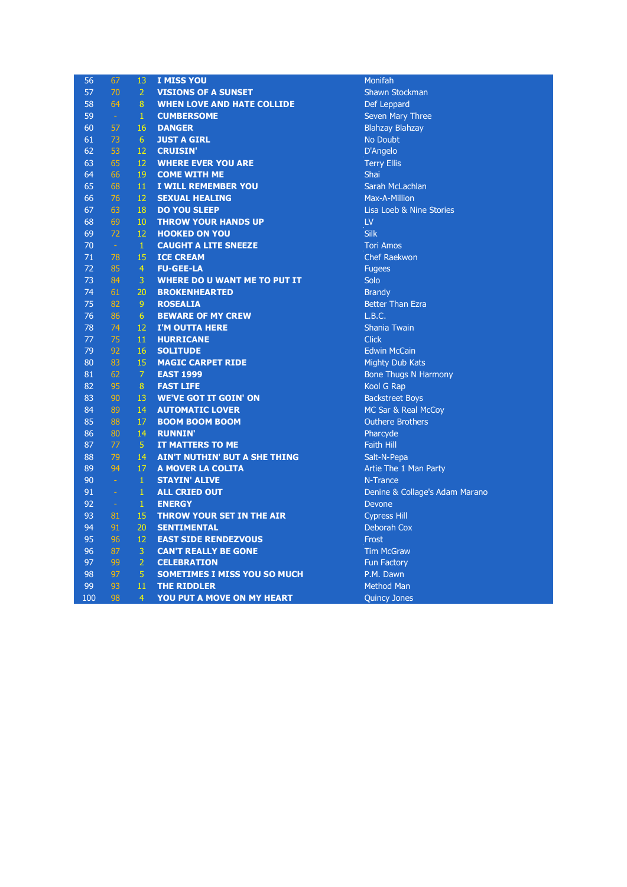| | | | | |
|---|---|---|---|---|
| 56 | 67 | 13 | **I MISS YOU** | Monifah |
| 57 | 70 | 2 | **VISIONS OF A SUNSET** | Shawn Stockman |
| 58 | 64 | 8 | **WHEN LOVE AND HATE COLLIDE** | Def Leppard |
| 59 | - | 1 | **CUMBERSOME** | Seven Mary Three |
| 60 | 57 | 16 | **DANGER** | Blahzay Blahzay |
| 61 | 73 | 6 | **JUST A GIRL** | No Doubt |
| 62 | 53 | 12 | **CRUISIN'** | D'Angelo |
| 63 | 65 | 12 | **WHERE EVER YOU ARE** | Terry Ellis |
| 64 | 66 | 19 | **COME WITH ME** | Shai |
| 65 | 68 | 11 | **I WILL REMEMBER YOU** | Sarah McLachlan |
| 66 | 76 | 12 | **SEXUAL HEALING** | Max-A-Million |
| 67 | 63 | 18 | **DO YOU SLEEP** | Lisa Loeb & Nine Stories |
| 68 | 69 | 10 | **THROW YOUR HANDS UP** | LV |
| 69 | 72 | 12 | **HOOKED ON YOU** | Silk |
| 70 | - | 1 | **CAUGHT A LITE SNEEZE** | Tori Amos |
| 71 | 78 | 15 | **ICE CREAM** | Chef Raekwon |
| 72 | 85 | 4 | **FU-GEE-LA** | Fugees |
| 73 | 84 | 3 | **WHERE DO U WANT ME TO PUT IT** | Solo |
| 74 | 61 | 20 | **BROKENHEARTED** | Brandy |
| 75 | 82 | 9 | **ROSEALIA** | Better Than Ezra |
| 76 | 86 | 6 | **BEWARE OF MY CREW** | L.B.C. |
| 78 | 74 | 12 | **I'M OUTTA HERE** | Shania Twain |
| 77 | 75 | 11 | **HURRICANE** | Click |
| 79 | 92 | 16 | **SOLITUDE** | Edwin McCain |
| 80 | 83 | 15 | **MAGIC CARPET RIDE** | Mighty Dub Kats |
| 81 | 62 | 7 | **EAST 1999** | Bone Thugs N Harmony |
| 82 | 95 | 8 | **FAST LIFE** | Kool G Rap |
| 83 | 90 | 13 | **WE'VE GOT IT GOIN' ON** | Backstreet Boys |
| 84 | 89 | 14 | **AUTOMATIC LOVER** | MC Sar & Real McCoy |
| 85 | 88 | 17 | **BOOM BOOM BOOM** | Outhere Brothers |
| 86 | 80 | 14 | **RUNNIN'** | Pharcyde |
| 87 | 77 | 5 | **IT MATTERS TO ME** | Faith Hill |
| 88 | 79 | 14 | **AIN'T NUTHIN' BUT A SHE THING** | Salt-N-Pepa |
| 89 | 94 | 17 | **A MOVER LA COLITA** | Artie The 1 Man Party |
| 90 | - | 1 | **STAYIN' ALIVE** | N-Trance |
| 91 | - | 1 | **ALL CRIED OUT** | Denine & Collage's Adam Marano |
| 92 | - | 1 | **ENERGY** | Devone |
| 93 | 81 | 15 | **THROW YOUR SET IN THE AIR** | Cypress Hill |
| 94 | 91 | 20 | **SENTIMENTAL** | Deborah Cox |
| 95 | 96 | 12 | **EAST SIDE RENDEZVOUS** | Frost |
| 96 | 87 | 3 | **CAN'T REALLY BE GONE** | Tim McGraw |
| 97 | 99 | 2 | **CELEBRATION** | Fun Factory |
| 98 | 97 | 5 | **SOMETIMES I MISS YOU SO MUCH** | P.M. Dawn |
| 99 | 93 | 11 | **THE RIDDLER** | Method Man |
| 100 | 98 | 4 | **YOU PUT A MOVE ON MY HEART** | Quincy Jones |